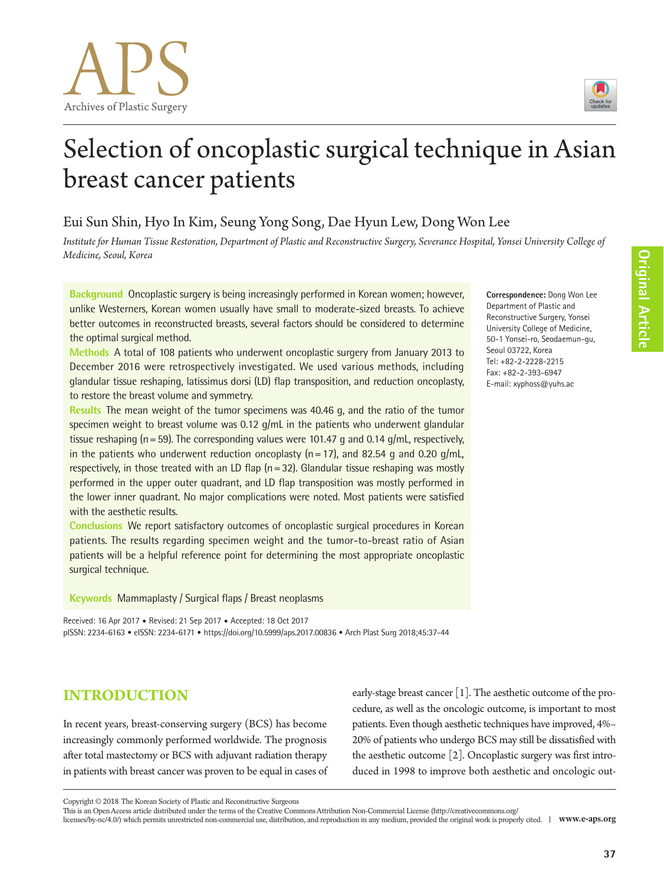# Selection of oncoplastic surgical technique in Asian breast cancer patients

Eui Sun Shin, Hyo In Kim, Seung Yong Song, Dae Hyun Lew, Dong Won Lee

*Institute for Human Tissue Restoration, Department of Plastic and Reconstructive Surgery, Severance Hospital, Yonsei University College of Medicine, Seoul, Korea*

**Background** Oncoplastic surgery is being increasingly performed in Korean women; however, unlike Westerners, Korean women usually have small to moderate-sized breasts. To achieve better outcomes in reconstructed breasts, several factors should be considered to determine the optimal surgical method.

**Methods** A total of 108 patients who underwent oncoplastic surgery from January 2013 to December 2016 were retrospectively investigated. We used various methods, including glandular tissue reshaping, latissimus dorsi (LD) flap transposition, and reduction oncoplasty, to restore the breast volume and symmetry.

**Results** The mean weight of the tumor specimens was 40.46 g, and the ratio of the tumor specimen weight to breast volume was 0.12 g/mL in the patients who underwent glandular tissue reshaping (n = 59). The corresponding values were 101.47 g and 0.14 g/mL, respectively, in the patients who underwent reduction oncoplasty (n = 17), and 82.54 g and 0.20 g/mL, respectively, in those treated with an LD flap (n = 32). Glandular tissue reshaping was mostly performed in the upper outer quadrant, and LD flap transposition was mostly performed in the lower inner quadrant. No major complications were noted. Most patients were satisfied with the aesthetic results.

**Conclusions** We report satisfactory outcomes of oncoplastic surgical procedures in Korean patients. The results regarding specimen weight and the tumor-to-breast ratio of Asian patients will be a helpful reference point for determining the most appropriate oncoplastic surgical technique.

**Keywords** Mammaplasty / Surgical flaps / Breast neoplasms

**Correspondence:** Dong Won Lee
Department of Plastic and Reconstructive Surgery, Yonsei University College of Medicine, 50-1 Yonsei-ro, Seodaemun-gu, Seoul 03722, Korea
Tel: +82-2-2228-2215
Fax: +82-2-393-6947
E-mail: xyphoss@yuhs.ac

Received: 16 Apr 2017 • Revised: 21 Sep 2017 • Accepted: 18 Oct 2017
pISSN: 2234-6163 • eISSN: 2234-6171 • https://doi.org/10.5999/aps.2017.00836 • Arch Plast Surg 2018;45:37-44

## INTRODUCTION

In recent years, breast-conserving surgery (BCS) has become increasingly commonly performed worldwide. The prognosis after total mastectomy or BCS with adjuvant radiation therapy in patients with breast cancer was proven to be equal in cases of early-stage breast cancer [1]. The aesthetic outcome of the procedure, as well as the oncologic outcome, is important to most patients. Even though aesthetic techniques have improved, 4%–20% of patients who undergo BCS may still be dissatisfied with the aesthetic outcome [2]. Oncoplastic surgery was first introduced in 1998 to improve both aesthetic and oncologic out-

Copyright © 2018 The Korean Society of Plastic and Reconstructive Surgeons
This is an Open Access article distributed under the terms of the Creative Commons Attribution Non-Commercial License (http://creativecommons.org/licenses/by-nc/4.0/) which permits unrestricted non-commercial use, distribution, and reproduction in any medium, provided the original work is properly cited.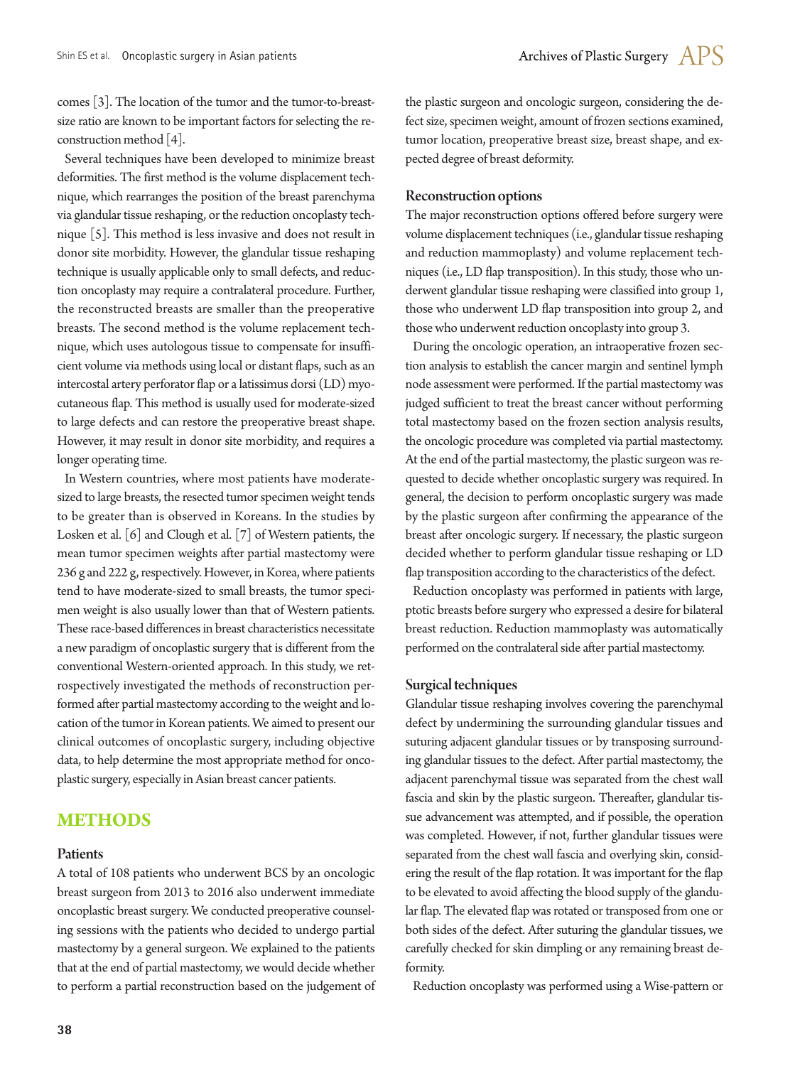comes [3]. The location of the tumor and the tumor-to-breast-size ratio are known to be important factors for selecting the reconstruction method [4].

Several techniques have been developed to minimize breast deformities. The first method is the volume displacement technique, which rearranges the position of the breast parenchyma via glandular tissue reshaping, or the reduction oncoplasty technique [5]. This method is less invasive and does not result in donor site morbidity. However, the glandular tissue reshaping technique is usually applicable only to small defects, and reduction oncoplasty may require a contralateral procedure. Further, the reconstructed breasts are smaller than the preoperative breasts. The second method is the volume replacement technique, which uses autologous tissue to compensate for insufficient volume via methods using local or distant flaps, such as an intercostal artery perforator flap or a latissimus dorsi (LD) myocutaneous flap. This method is usually used for moderate-sized to large defects and can restore the preoperative breast shape. However, it may result in donor site morbidity, and requires a longer operating time.

In Western countries, where most patients have moderate-sized to large breasts, the resected tumor specimen weight tends to be greater than is observed in Koreans. In the studies by Losken et al. [6] and Clough et al. [7] of Western patients, the mean tumor specimen weights after partial mastectomy were 236 g and 222 g, respectively. However, in Korea, where patients tend to have moderate-sized to small breasts, the tumor specimen weight is also usually lower than that of Western patients. These race-based differences in breast characteristics necessitate a new paradigm of oncoplastic surgery that is different from the conventional Western-oriented approach. In this study, we retrospectively investigated the methods of reconstruction performed after partial mastectomy according to the weight and location of the tumor in Korean patients. We aimed to present our clinical outcomes of oncoplastic surgery, including objective data, to help determine the most appropriate method for oncoplastic surgery, especially in Asian breast cancer patients.

## METHODS

### Patients

A total of 108 patients who underwent BCS by an oncologic breast surgeon from 2013 to 2016 also underwent immediate oncoplastic breast surgery. We conducted preoperative counseling sessions with the patients who decided to undergo partial mastectomy by a general surgeon. We explained to the patients that at the end of partial mastectomy, we would decide whether to perform a partial reconstruction based on the judgement of the plastic surgeon and oncologic surgeon, considering the defect size, specimen weight, amount of frozen sections examined, tumor location, preoperative breast size, breast shape, and expected degree of breast deformity.

### Reconstruction options

The major reconstruction options offered before surgery were volume displacement techniques (i.e., glandular tissue reshaping and reduction mammoplasty) and volume replacement techniques (i.e., LD flap transposition). In this study, those who underwent glandular tissue reshaping were classified into group 1, those who underwent LD flap transposition into group 2, and those who underwent reduction oncoplasty into group 3.

During the oncologic operation, an intraoperative frozen section analysis to establish the cancer margin and sentinel lymph node assessment were performed. If the partial mastectomy was judged sufficient to treat the breast cancer without performing total mastectomy based on the frozen section analysis results, the oncologic procedure was completed via partial mastectomy. At the end of the partial mastectomy, the plastic surgeon was requested to decide whether oncoplastic surgery was required. In general, the decision to perform oncoplastic surgery was made by the plastic surgeon after confirming the appearance of the breast after oncologic surgery. If necessary, the plastic surgeon decided whether to perform glandular tissue reshaping or LD flap transposition according to the characteristics of the defect.

Reduction oncoplasty was performed in patients with large, ptotic breasts before surgery who expressed a desire for bilateral breast reduction. Reduction mammoplasty was automatically performed on the contralateral side after partial mastectomy.

### Surgical techniques

Glandular tissue reshaping involves covering the parenchymal defect by undermining the surrounding glandular tissues and suturing adjacent glandular tissues or by transposing surrounding glandular tissues to the defect. After partial mastectomy, the adjacent parenchymal tissue was separated from the chest wall fascia and skin by the plastic surgeon. Thereafter, glandular tissue advancement was attempted, and if possible, the operation was completed. However, if not, further glandular tissues were separated from the chest wall fascia and overlying skin, considering the result of the flap rotation. It was important for the flap to be elevated to avoid affecting the blood supply of the glandular flap. The elevated flap was rotated or transposed from one or both sides of the defect. After suturing the glandular tissues, we carefully checked for skin dimpling or any remaining breast deformity.

Reduction oncoplasty was performed using a Wise-pattern or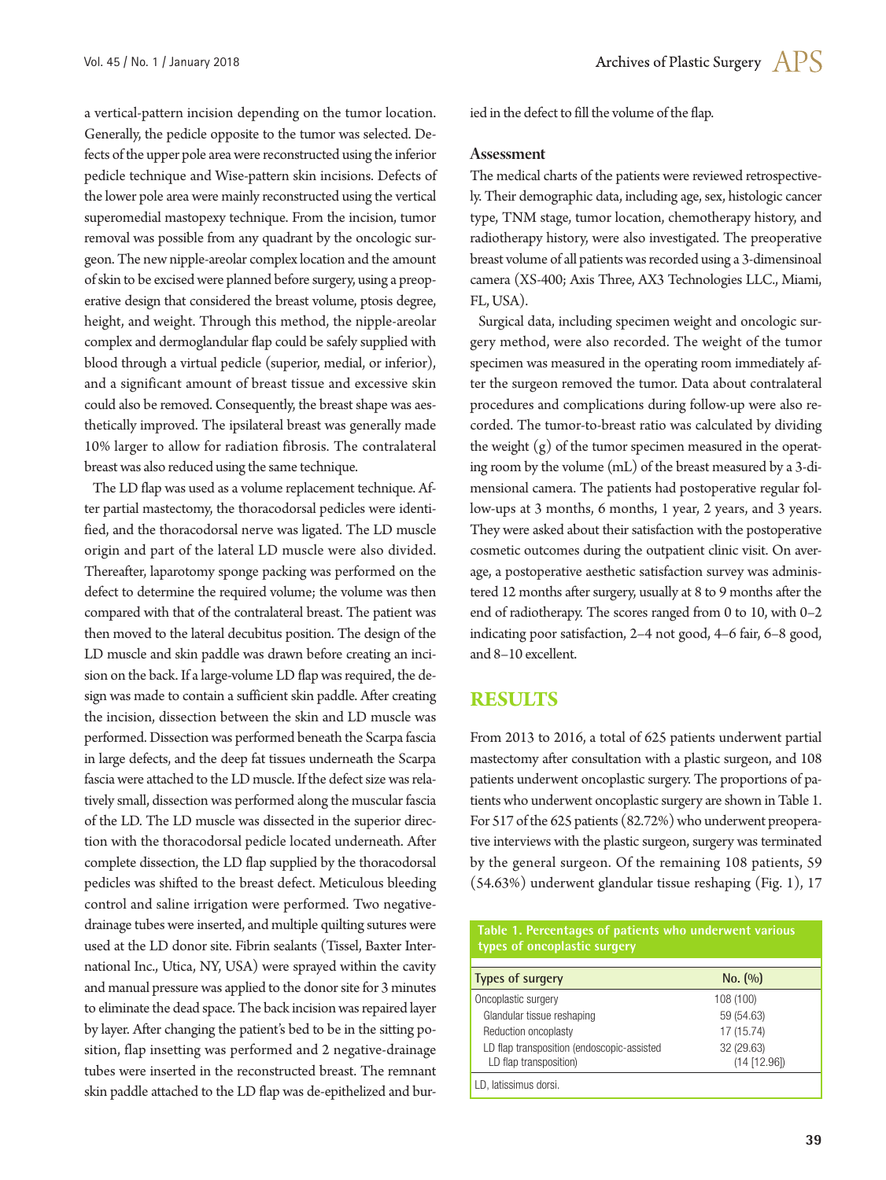a vertical-pattern incision depending on the tumor location. Generally, the pedicle opposite to the tumor was selected. Defects of the upper pole area were reconstructed using the inferior pedicle technique and Wise-pattern skin incisions. Defects of the lower pole area were mainly reconstructed using the vertical superomedial mastopexy technique. From the incision, tumor removal was possible from any quadrant by the oncologic surgeon. The new nipple-areolar complex location and the amount of skin to be excised were planned before surgery, using a preoperative design that considered the breast volume, ptosis degree, height, and weight. Through this method, the nipple-areolar complex and dermoglandular flap could be safely supplied with blood through a virtual pedicle (superior, medial, or inferior), and a significant amount of breast tissue and excessive skin could also be removed. Consequently, the breast shape was aesthetically improved. The ipsilateral breast was generally made 10% larger to allow for radiation fibrosis. The contralateral breast was also reduced using the same technique.

The LD flap was used as a volume replacement technique. After partial mastectomy, the thoracodorsal pedicles were identified, and the thoracodorsal nerve was ligated. The LD muscle origin and part of the lateral LD muscle were also divided. Thereafter, laparotomy sponge packing was performed on the defect to determine the required volume; the volume was then compared with that of the contralateral breast. The patient was then moved to the lateral decubitus position. The design of the LD muscle and skin paddle was drawn before creating an incision on the back. If a large-volume LD flap was required, the design was made to contain a sufficient skin paddle. After creating the incision, dissection between the skin and LD muscle was performed. Dissection was performed beneath the Scarpa fascia in large defects, and the deep fat tissues underneath the Scarpa fascia were attached to the LD muscle. If the defect size was relatively small, dissection was performed along the muscular fascia of the LD. The LD muscle was dissected in the superior direction with the thoracodorsal pedicle located underneath. After complete dissection, the LD flap supplied by the thoracodorsal pedicles was shifted to the breast defect. Meticulous bleeding control and saline irrigation were performed. Two negative-drainage tubes were inserted, and multiple quilting sutures were used at the LD donor site. Fibrin sealants (Tissel, Baxter International Inc., Utica, NY, USA) were sprayed within the cavity and manual pressure was applied to the donor site for 3 minutes to eliminate the dead space. The back incision was repaired layer by layer. After changing the patient's bed to be in the sitting position, flap insetting was performed and 2 negative-drainage tubes were inserted in the reconstructed breast. The remnant skin paddle attached to the LD flap was de-epithelized and buried in the defect to fill the volume of the flap.

### Assessment

The medical charts of the patients were reviewed retrospectively. Their demographic data, including age, sex, histologic cancer type, TNM stage, tumor location, chemotherapy history, and radiotherapy history, were also investigated. The preoperative breast volume of all patients was recorded using a 3-dimensinoal camera (XS-400; Axis Three, AX3 Technologies LLC., Miami, FL, USA).

Surgical data, including specimen weight and oncologic surgery method, were also recorded. The weight of the tumor specimen was measured in the operating room immediately after the surgeon removed the tumor. Data about contralateral procedures and complications during follow-up were also recorded. The tumor-to-breast ratio was calculated by dividing the weight (g) of the tumor specimen measured in the operating room by the volume (mL) of the breast measured by a 3-dimensional camera. The patients had postoperative regular follow-ups at 3 months, 6 months, 1 year, 2 years, and 3 years. They were asked about their satisfaction with the postoperative cosmetic outcomes during the outpatient clinic visit. On average, a postoperative aesthetic satisfaction survey was administered 12 months after surgery, usually at 8 to 9 months after the end of radiotherapy. The scores ranged from 0 to 10, with 0–2 indicating poor satisfaction, 2–4 not good, 4–6 fair, 6–8 good, and 8–10 excellent.

## RESULTS

From 2013 to 2016, a total of 625 patients underwent partial mastectomy after consultation with a plastic surgeon, and 108 patients underwent oncoplastic surgery. The proportions of patients who underwent oncoplastic surgery are shown in Table 1. For 517 of the 625 patients (82.72%) who underwent preoperative interviews with the plastic surgeon, surgery was terminated by the general surgeon. Of the remaining 108 patients, 59 (54.63%) underwent glandular tissue reshaping (Fig. 1), 17

**Table 1. Percentages of patients who underwent various types of oncoplastic surgery**

| Types of surgery | No. (%) |
|---|---|
| Oncoplastic surgery | 108 (100) |
| Glandular tissue reshaping | 59 (54.63) |
| Reduction oncoplasty | 17 (15.74) |
| LD flap transposition (endoscopic-assisted LD flap transposition) | 32 (29.63) (14 [12.96]) |

LD, latissimus dorsi.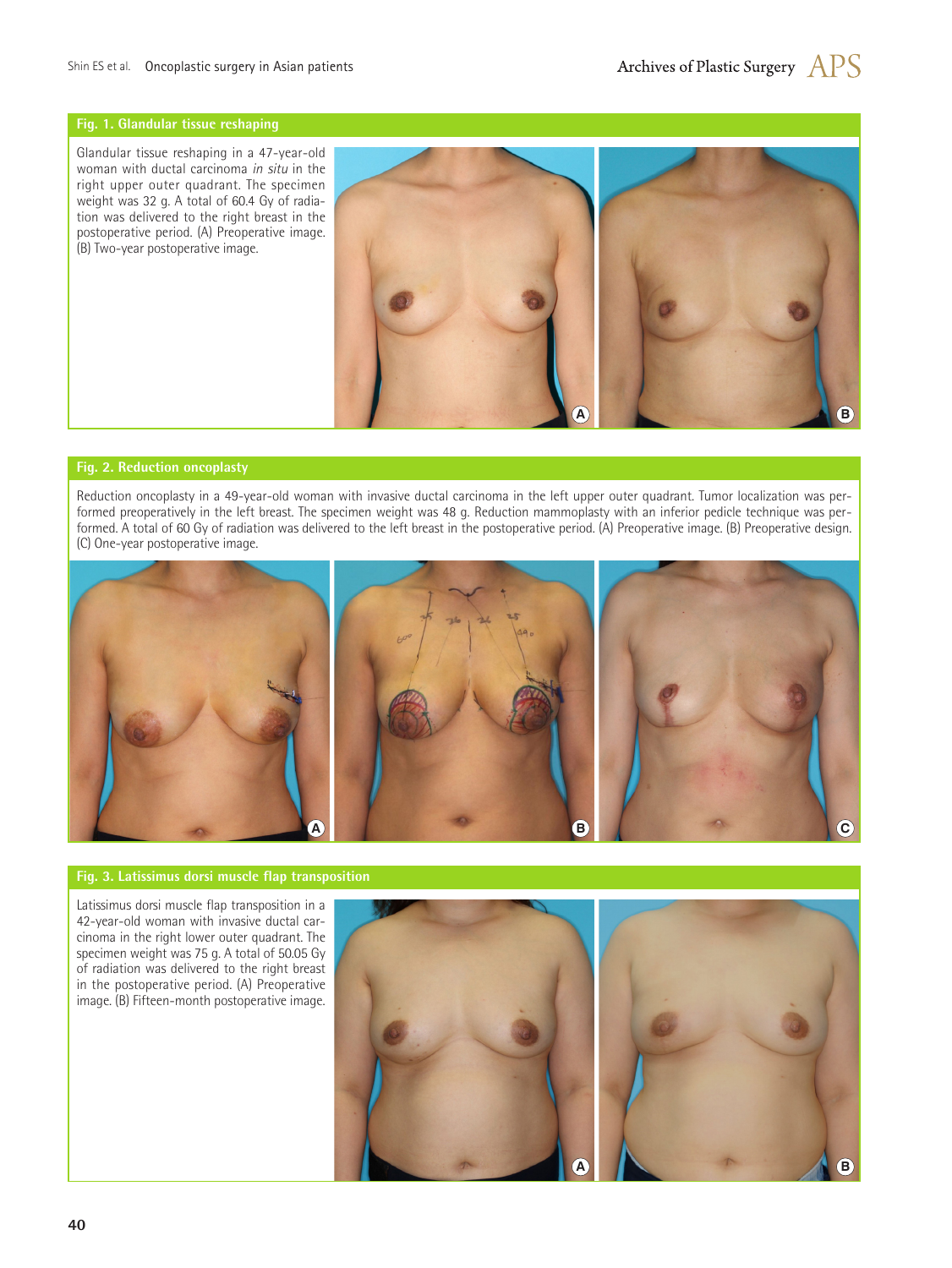**Fig. 1. Glandular tissue reshaping**

Glandular tissue reshaping in a 47-year-old woman with ductal carcinoma *in situ* in the right upper outer quadrant. The specimen weight was 32 g. A total of 60.4 Gy of radiation was delivered to the right breast in the postoperative period. (A) Preoperative image. (B) Two-year postoperative image.

**Fig. 2. Reduction oncoplasty**

Reduction oncoplasty in a 49-year-old woman with invasive ductal carcinoma in the left upper outer quadrant. Tumor localization was performed preoperatively in the left breast. The specimen weight was 48 g. Reduction mammoplasty with an inferior pedicle technique was performed. A total of 60 Gy of radiation was delivered to the left breast in the postoperative period. (A) Preoperative image. (B) Preoperative design. (C) One-year postoperative image.

**Fig. 3. Latissimus dorsi muscle flap transposition**

Latissimus dorsi muscle flap transposition in a 42-year-old woman with invasive ductal carcinoma in the right lower outer quadrant. The specimen weight was 75 g. A total of 50.05 Gy of radiation was delivered to the right breast in the postoperative period. (A) Preoperative image. (B) Fifteen-month postoperative image.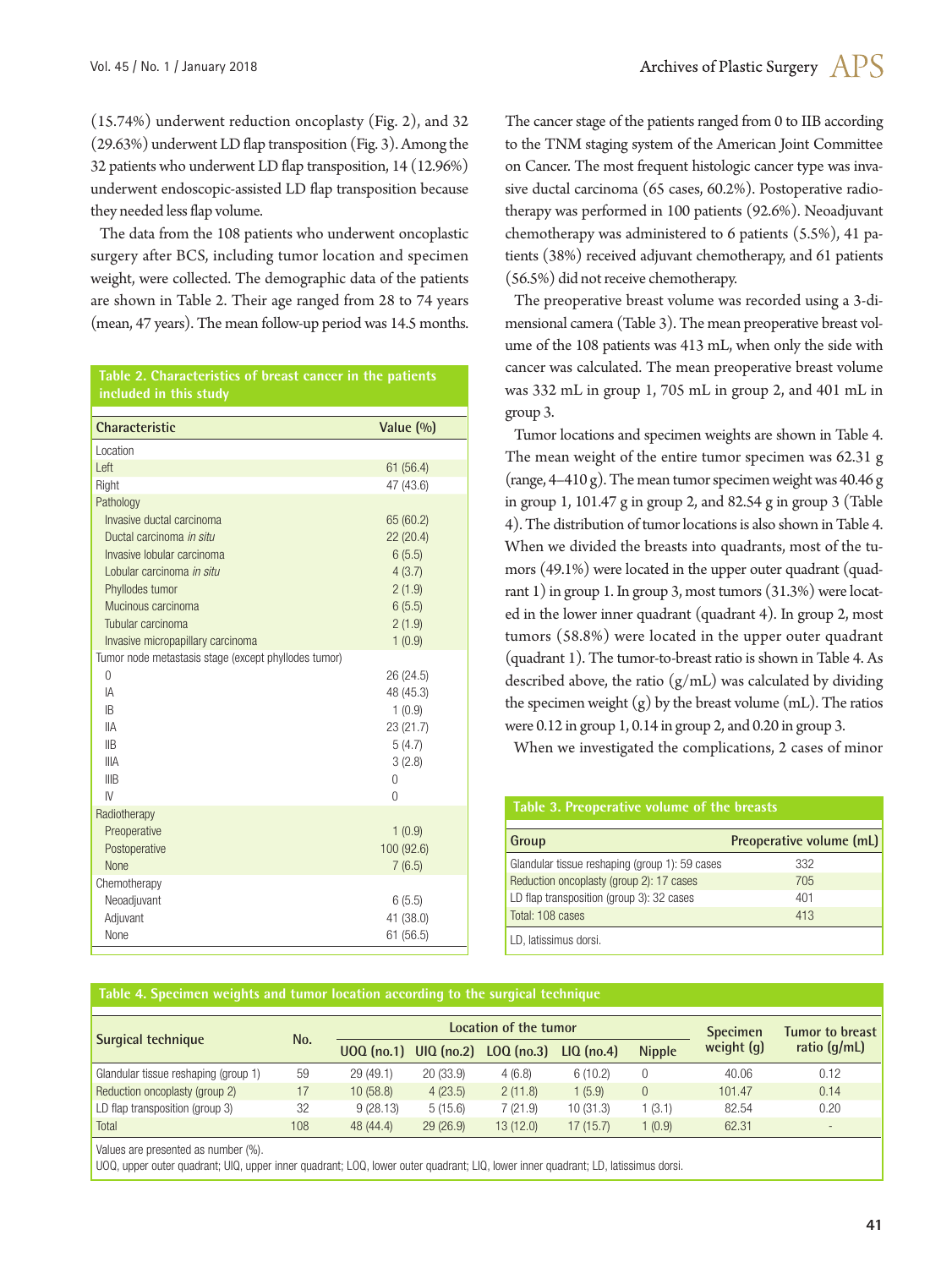(15.74%) underwent reduction oncoplasty (Fig. 2), and 32 (29.63%) underwent LD flap transposition (Fig. 3). Among the 32 patients who underwent LD flap transposition, 14 (12.96%) underwent endoscopic-assisted LD flap transposition because they needed less flap volume.

The data from the 108 patients who underwent oncoplastic surgery after BCS, including tumor location and specimen weight, were collected. The demographic data of the patients are shown in Table 2. Their age ranged from 28 to 74 years (mean, 47 years). The mean follow-up period was 14.5 months.

**Table 2. Characteristics of breast cancer in the patients included in this study**

| Characteristic | Value (%) |
|---|---|
| Location | |
| Left | 61 (56.4) |
| Right | 47 (43.6) |
| Pathology | |
| Invasive ductal carcinoma | 65 (60.2) |
| Ductal carcinoma *in situ* | 22 (20.4) |
| Invasive lobular carcinoma | 6 (5.5) |
| Lobular carcinoma *in situ* | 4 (3.7) |
| Phyllodes tumor | 2 (1.9) |
| Mucinous carcinoma | 6 (5.5) |
| Tubular carcinoma | 2 (1.9) |
| Invasive micropapillary carcinoma | 1 (0.9) |
| Tumor node metastasis stage (except phyllodes tumor) | |
| 0 | 26 (24.5) |
| IA | 48 (45.3) |
| IB | 1 (0.9) |
| IIA | 23 (21.7) |
| IIB | 5 (4.7) |
| IIIA | 3 (2.8) |
| IIIB | 0 |
| IV | 0 |
| Radiotherapy | |
| Preoperative | 1 (0.9) |
| Postoperative | 100 (92.6) |
| None | 7 (6.5) |
| Chemotherapy | |
| Neoadjuvant | 6 (5.5) |
| Adjuvant | 41 (38.0) |
| None | 61 (56.5) |

The cancer stage of the patients ranged from 0 to IIB according to the TNM staging system of the American Joint Committee on Cancer. The most frequent histologic cancer type was invasive ductal carcinoma (65 cases, 60.2%). Postoperative radiotherapy was performed in 100 patients (92.6%). Neoadjuvant chemotherapy was administered to 6 patients (5.5%), 41 patients (38%) received adjuvant chemotherapy, and 61 patients (56.5%) did not receive chemotherapy.

The preoperative breast volume was recorded using a 3-dimensional camera (Table 3). The mean preoperative breast volume of the 108 patients was 413 mL, when only the side with cancer was calculated. The mean preoperative breast volume was 332 mL in group 1, 705 mL in group 2, and 401 mL in group 3.

Tumor locations and specimen weights are shown in Table 4. The mean weight of the entire tumor specimen was 62.31 g (range, 4–410 g). The mean tumor specimen weight was 40.46 g in group 1, 101.47 g in group 2, and 82.54 g in group 3 (Table 4). The distribution of tumor locations is also shown in Table 4. When we divided the breasts into quadrants, most of the tumors (49.1%) were located in the upper outer quadrant (quadrant 1) in group 1. In group 3, most tumors (31.3%) were located in the lower inner quadrant (quadrant 4). In group 2, most tumors (58.8%) were located in the upper outer quadrant (quadrant 1). The tumor-to-breast ratio is shown in Table 4. As described above, the ratio (g/mL) was calculated by dividing the specimen weight (g) by the breast volume (mL). The ratios were 0.12 in group 1, 0.14 in group 2, and 0.20 in group 3.

When we investigated the complications, 2 cases of minor

**Table 3. Preoperative volume of the breasts**

| Group | Preoperative volume (mL) |
|---|---|
| Glandular tissue reshaping (group 1): 59 cases | 332 |
| Reduction oncoplasty (group 2): 17 cases | 705 |
| LD flap transposition (group 3): 32 cases | 401 |
| Total: 108 cases | 413 |

LD, latissimus dorsi.

**Table 4. Specimen weights and tumor location according to the surgical technique**

| Surgical technique | No. | Location of the tumor | | | | | Specimen weight (g) | Tumor to breast ratio (g/mL) |
|---|---|---|---|---|---|---|---|---|
| | | UOQ (no.1) | UIQ (no.2) | LOQ (no.3) | LIQ (no.4) | Nipple | | |
| Glandular tissue reshaping (group 1) | 59 | 29 (49.1) | 20 (33.9) | 4 (6.8) | 6 (10.2) | 0 | 40.06 | 0.12 |
| Reduction oncoplasty (group 2) | 17 | 10 (58.8) | 4 (23.5) | 2 (11.8) | 1 (5.9) | 0 | 101.47 | 0.14 |
| LD flap transposition (group 3) | 32 | 9 (28.13) | 5 (15.6) | 7 (21.9) | 10 (31.3) | 1 (3.1) | 82.54 | 0.20 |
| Total | 108 | 48 (44.4) | 29 (26.9) | 13 (12.0) | 17 (15.7) | 1 (0.9) | 62.31 | - |

Values are presented as number (%).
UOQ, upper outer quadrant; UIQ, upper inner quadrant; LOQ, lower outer quadrant; LIQ, lower inner quadrant; LD, latissimus dorsi.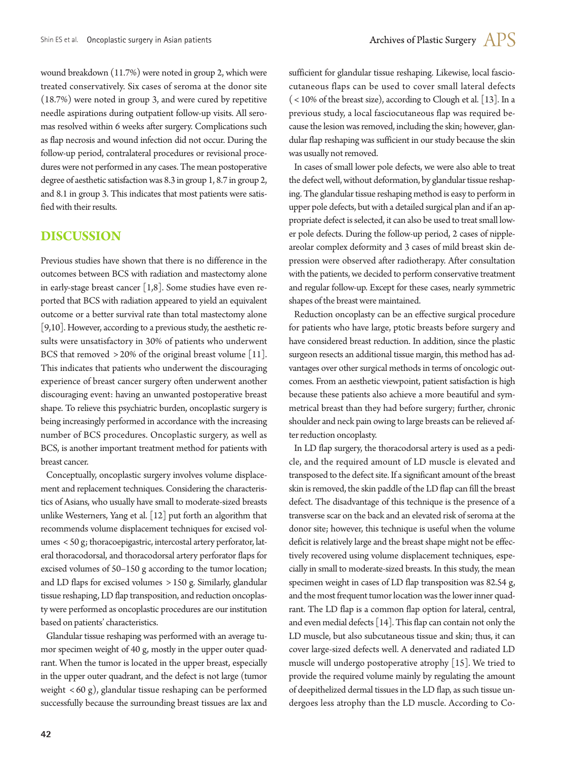wound breakdown (11.7%) were noted in group 2, which were treated conservatively. Six cases of seroma at the donor site (18.7%) were noted in group 3, and were cured by repetitive needle aspirations during outpatient follow-up visits. All seromas resolved within 6 weeks after surgery. Complications such as flap necrosis and wound infection did not occur. During the follow-up period, contralateral procedures or revisional procedures were not performed in any cases. The mean postoperative degree of aesthetic satisfaction was 8.3 in group 1, 8.7 in group 2, and 8.1 in group 3. This indicates that most patients were satisfied with their results.

## DISCUSSION

Previous studies have shown that there is no difference in the outcomes between BCS with radiation and mastectomy alone in early-stage breast cancer [1,8]. Some studies have even reported that BCS with radiation appeared to yield an equivalent outcome or a better survival rate than total mastectomy alone [9,10]. However, according to a previous study, the aesthetic results were unsatisfactory in 30% of patients who underwent BCS that removed >20% of the original breast volume [11]. This indicates that patients who underwent the discouraging experience of breast cancer surgery often underwent another discouraging event: having an unwanted postoperative breast shape. To relieve this psychiatric burden, oncoplastic surgery is being increasingly performed in accordance with the increasing number of BCS procedures. Oncoplastic surgery, as well as BCS, is another important treatment method for patients with breast cancer.

Conceptually, oncoplastic surgery involves volume displacement and replacement techniques. Considering the characteristics of Asians, who usually have small to moderate-sized breasts unlike Westerners, Yang et al. [12] put forth an algorithm that recommends volume displacement techniques for excised volumes <50 g; thoracoepigastric, intercostal artery perforator, lateral thoracodorsal, and thoracodorsal artery perforator flaps for excised volumes of 50–150 g according to the tumor location; and LD flaps for excised volumes >150 g. Similarly, glandular tissue reshaping, LD flap transposition, and reduction oncoplasty were performed as oncoplastic procedures are our institution based on patients' characteristics.

Glandular tissue reshaping was performed with an average tumor specimen weight of 40 g, mostly in the upper outer quadrant. When the tumor is located in the upper breast, especially in the upper outer quadrant, and the defect is not large (tumor weight <60 g), glandular tissue reshaping can be performed successfully because the surrounding breast tissues are lax and sufficient for glandular tissue reshaping. Likewise, local fasciocutaneous flaps can be used to cover small lateral defects (<10% of the breast size), according to Clough et al. [13]. In a previous study, a local fasciocutaneous flap was required because the lesion was removed, including the skin; however, glandular flap reshaping was sufficient in our study because the skin was usually not removed.

In cases of small lower pole defects, we were also able to treat the defect well, without deformation, by glandular tissue reshaping. The glandular tissue reshaping method is easy to perform in upper pole defects, but with a detailed surgical plan and if an appropriate defect is selected, it can also be used to treat small lower pole defects. During the follow-up period, 2 cases of nipple-areolar complex deformity and 3 cases of mild breast skin depression were observed after radiotherapy. After consultation with the patients, we decided to perform conservative treatment and regular follow-up. Except for these cases, nearly symmetric shapes of the breast were maintained.

Reduction oncoplasty can be an effective surgical procedure for patients who have large, ptotic breasts before surgery and have considered breast reduction. In addition, since the plastic surgeon resects an additional tissue margin, this method has advantages over other surgical methods in terms of oncologic outcomes. From an aesthetic viewpoint, patient satisfaction is high because these patients also achieve a more beautiful and symmetrical breast than they had before surgery; further, chronic shoulder and neck pain owing to large breasts can be relieved after reduction oncoplasty.

In LD flap surgery, the thoracodorsal artery is used as a pedicle, and the required amount of LD muscle is elevated and transposed to the defect site. If a significant amount of the breast skin is removed, the skin paddle of the LD flap can fill the breast defect. The disadvantage of this technique is the presence of a transverse scar on the back and an elevated risk of seroma at the donor site; however, this technique is useful when the volume deficit is relatively large and the breast shape might not be effectively recovered using volume displacement techniques, especially in small to moderate-sized breasts. In this study, the mean specimen weight in cases of LD flap transposition was 82.54 g, and the most frequent tumor location was the lower inner quadrant. The LD flap is a common flap option for lateral, central, and even medial defects [14]. This flap can contain not only the LD muscle, but also subcutaneous tissue and skin; thus, it can cover large-sized defects well. A denervated and radiated LD muscle will undergo postoperative atrophy [15]. We tried to provide the required volume mainly by regulating the amount of deepithelized dermal tissues in the LD flap, as such tissue undergoes less atrophy than the LD muscle. According to Co-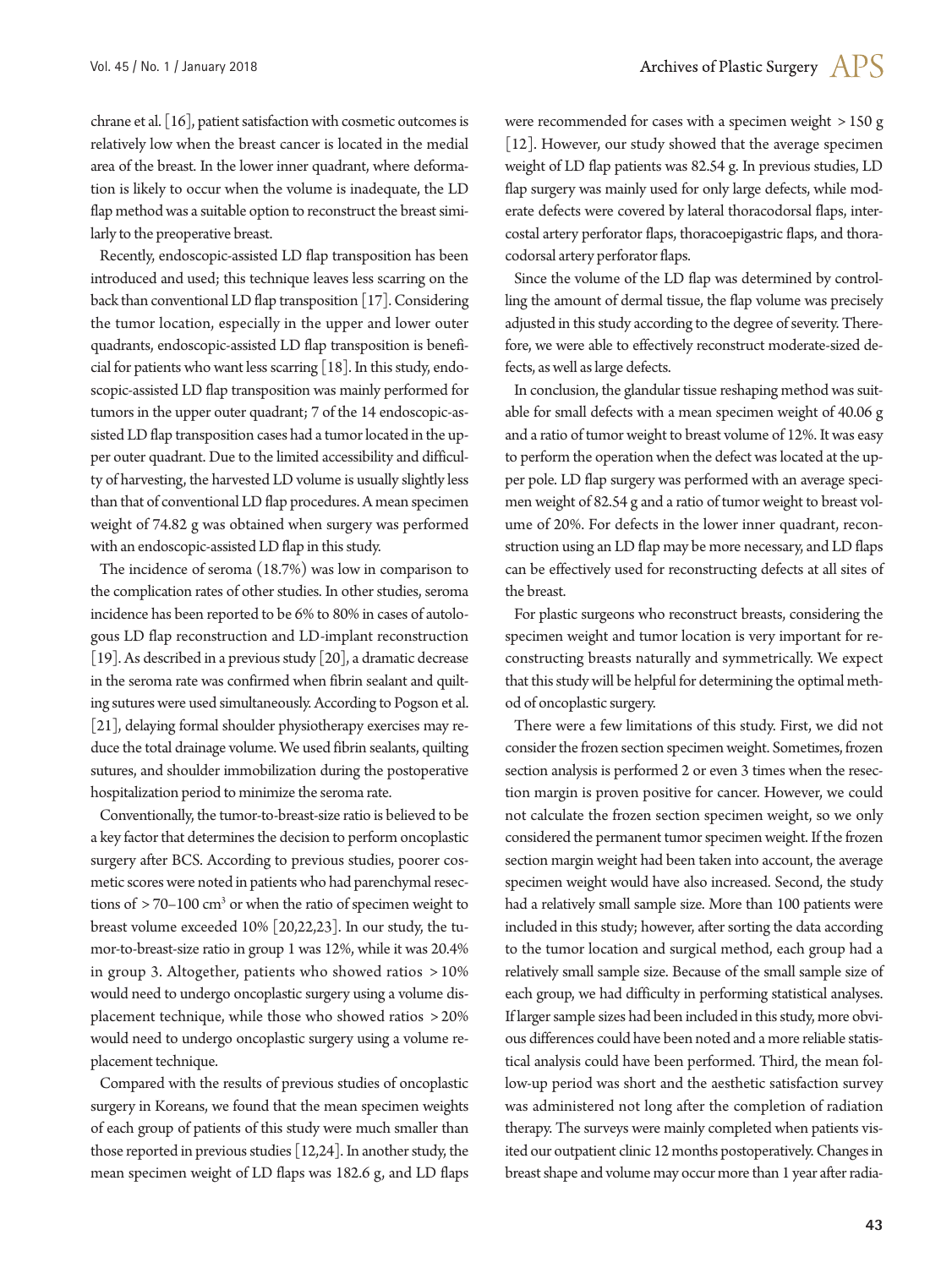chrane et al. [16], patient satisfaction with cosmetic outcomes is relatively low when the breast cancer is located in the medial area of the breast. In the lower inner quadrant, where deformation is likely to occur when the volume is inadequate, the LD flap method was a suitable option to reconstruct the breast similarly to the preoperative breast.

Recently, endoscopic-assisted LD flap transposition has been introduced and used; this technique leaves less scarring on the back than conventional LD flap transposition [17]. Considering the tumor location, especially in the upper and lower outer quadrants, endoscopic-assisted LD flap transposition is beneficial for patients who want less scarring [18]. In this study, endoscopic-assisted LD flap transposition was mainly performed for tumors in the upper outer quadrant; 7 of the 14 endoscopic-assisted LD flap transposition cases had a tumor located in the upper outer quadrant. Due to the limited accessibility and difficulty of harvesting, the harvested LD volume is usually slightly less than that of conventional LD flap procedures. A mean specimen weight of 74.82 g was obtained when surgery was performed with an endoscopic-assisted LD flap in this study.

The incidence of seroma (18.7%) was low in comparison to the complication rates of other studies. In other studies, seroma incidence has been reported to be 6% to 80% in cases of autologous LD flap reconstruction and LD-implant reconstruction [19]. As described in a previous study [20], a dramatic decrease in the seroma rate was confirmed when fibrin sealant and quilting sutures were used simultaneously. According to Pogson et al. [21], delaying formal shoulder physiotherapy exercises may reduce the total drainage volume. We used fibrin sealants, quilting sutures, and shoulder immobilization during the postoperative hospitalization period to minimize the seroma rate.

Conventionally, the tumor-to-breast-size ratio is believed to be a key factor that determines the decision to perform oncoplastic surgery after BCS. According to previous studies, poorer cosmetic scores were noted in patients who had parenchymal resections of >70–100 $cm^3$ or when the ratio of specimen weight to breast volume exceeded 10% [20,22,23]. In our study, the tumor-to-breast-size ratio in group 1 was 12%, while it was 20.4% in group 3. Altogether, patients who showed ratios >10% would need to undergo oncoplastic surgery using a volume displacement technique, while those who showed ratios >20% would need to undergo oncoplastic surgery using a volume replacement technique.

Compared with the results of previous studies of oncoplastic surgery in Koreans, we found that the mean specimen weights of each group of patients of this study were much smaller than those reported in previous studies [12,24]. In another study, the mean specimen weight of LD flaps was 182.6 g, and LD flaps were recommended for cases with a specimen weight >150 g [12]. However, our study showed that the average specimen weight of LD flap patients was 82.54 g. In previous studies, LD flap surgery was mainly used for only large defects, while moderate defects were covered by lateral thoracodorsal flaps, intercostal artery perforator flaps, thoracoepigastric flaps, and thoracodorsal artery perforator flaps.

Since the volume of the LD flap was determined by controlling the amount of dermal tissue, the flap volume was precisely adjusted in this study according to the degree of severity. Therefore, we were able to effectively reconstruct moderate-sized defects, as well as large defects.

In conclusion, the glandular tissue reshaping method was suitable for small defects with a mean specimen weight of 40.06 g and a ratio of tumor weight to breast volume of 12%. It was easy to perform the operation when the defect was located at the upper pole. LD flap surgery was performed with an average specimen weight of 82.54 g and a ratio of tumor weight to breast volume of 20%. For defects in the lower inner quadrant, reconstruction using an LD flap may be more necessary, and LD flaps can be effectively used for reconstructing defects at all sites of the breast.

For plastic surgeons who reconstruct breasts, considering the specimen weight and tumor location is very important for reconstructing breasts naturally and symmetrically. We expect that this study will be helpful for determining the optimal method of oncoplastic surgery.

There were a few limitations of this study. First, we did not consider the frozen section specimen weight. Sometimes, frozen section analysis is performed 2 or even 3 times when the resection margin is proven positive for cancer. However, we could not calculate the frozen section specimen weight, so we only considered the permanent tumor specimen weight. If the frozen section margin weight had been taken into account, the average specimen weight would have also increased. Second, the study had a relatively small sample size. More than 100 patients were included in this study; however, after sorting the data according to the tumor location and surgical method, each group had a relatively small sample size. Because of the small sample size of each group, we had difficulty in performing statistical analyses. If larger sample sizes had been included in this study, more obvious differences could have been noted and a more reliable statistical analysis could have been performed. Third, the mean follow-up period was short and the aesthetic satisfaction survey was administered not long after the completion of radiation therapy. The surveys were mainly completed when patients visited our outpatient clinic 12 months postoperatively. Changes in breast shape and volume may occur more than 1 year after radia-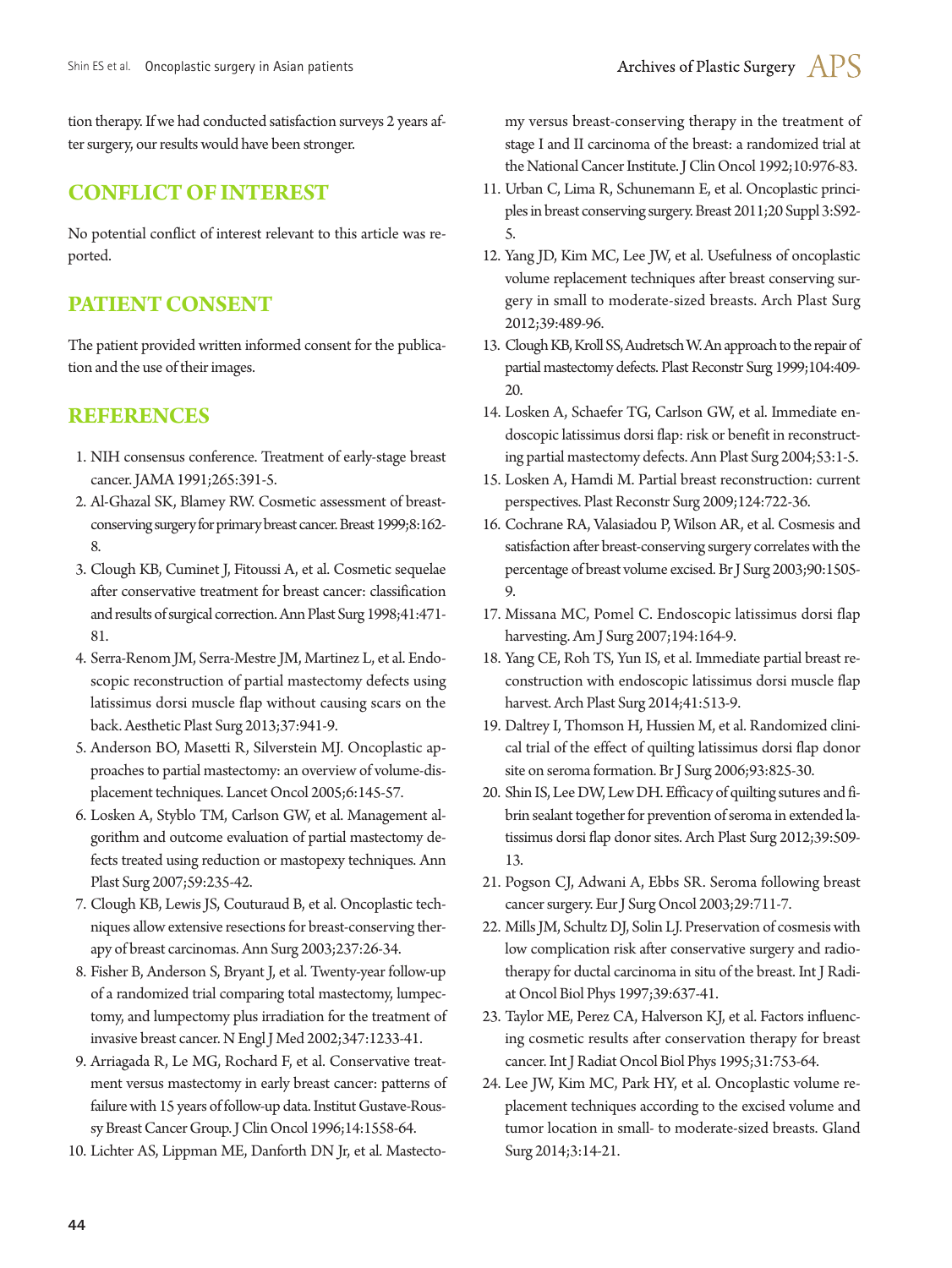tion therapy. If we had conducted satisfaction surveys 2 years after surgery, our results would have been stronger.

## CONFLICT OF INTEREST

No potential conflict of interest relevant to this article was reported.

## PATIENT CONSENT

The patient provided written informed consent for the publication and the use of their images.

## REFERENCES

1. NIH consensus conference. Treatment of early-stage breast cancer. JAMA 1991;265:391-5.
2. Al-Ghazal SK, Blamey RW. Cosmetic assessment of breast-conserving surgery for primary breast cancer. Breast 1999;8:162-8.
3. Clough KB, Cuminet J, Fitoussi A, et al. Cosmetic sequelae after conservative treatment for breast cancer: classification and results of surgical correction. Ann Plast Surg 1998;41:471-81.
4. Serra-Renom JM, Serra-Mestre JM, Martinez L, et al. Endoscopic reconstruction of partial mastectomy defects using latissimus dorsi muscle flap without causing scars on the back. Aesthetic Plast Surg 2013;37:941-9.
5. Anderson BO, Masetti R, Silverstein MJ. Oncoplastic approaches to partial mastectomy: an overview of volume-displacement techniques. Lancet Oncol 2005;6:145-57.
6. Losken A, Styblo TM, Carlson GW, et al. Management algorithm and outcome evaluation of partial mastectomy defects treated using reduction or mastopexy techniques. Ann Plast Surg 2007;59:235-42.
7. Clough KB, Lewis JS, Couturaud B, et al. Oncoplastic techniques allow extensive resections for breast-conserving therapy of breast carcinomas. Ann Surg 2003;237:26-34.
8. Fisher B, Anderson S, Bryant J, et al. Twenty-year follow-up of a randomized trial comparing total mastectomy, lumpectomy, and lumpectomy plus irradiation for the treatment of invasive breast cancer. N Engl J Med 2002;347:1233-41.
9. Arriagada R, Le MG, Rochard F, et al. Conservative treatment versus mastectomy in early breast cancer: patterns of failure with 15 years of follow-up data. Institut Gustave-Roussy Breast Cancer Group. J Clin Oncol 1996;14:1558-64.
10. Lichter AS, Lippman ME, Danforth DN Jr, et al. Mastectomy versus breast-conserving therapy in the treatment of stage I and II carcinoma of the breast: a randomized trial at the National Cancer Institute. J Clin Oncol 1992;10:976-83.
11. Urban C, Lima R, Schunemann E, et al. Oncoplastic principles in breast conserving surgery. Breast 2011;20 Suppl 3:S92-5.
12. Yang JD, Kim MC, Lee JW, et al. Usefulness of oncoplastic volume replacement techniques after breast conserving surgery in small to moderate-sized breasts. Arch Plast Surg 2012;39:489-96.
13. Clough KB, Kroll SS, Audretsch W. An approach to the repair of partial mastectomy defects. Plast Reconstr Surg 1999;104:409-20.
14. Losken A, Schaefer TG, Carlson GW, et al. Immediate endoscopic latissimus dorsi flap: risk or benefit in reconstructing partial mastectomy defects. Ann Plast Surg 2004;53:1-5.
15. Losken A, Hamdi M. Partial breast reconstruction: current perspectives. Plast Reconstr Surg 2009;124:722-36.
16. Cochrane RA, Valasiadou P, Wilson AR, et al. Cosmesis and satisfaction after breast-conserving surgery correlates with the percentage of breast volume excised. Br J Surg 2003;90:1505-9.
17. Missana MC, Pomel C. Endoscopic latissimus dorsi flap harvesting. Am J Surg 2007;194:164-9.
18. Yang CE, Roh TS, Yun IS, et al. Immediate partial breast reconstruction with endoscopic latissimus dorsi muscle flap harvest. Arch Plast Surg 2014;41:513-9.
19. Daltrey I, Thomson H, Hussien M, et al. Randomized clinical trial of the effect of quilting latissimus dorsi flap donor site on seroma formation. Br J Surg 2006;93:825-30.
20. Shin IS, Lee DW, Lew DH. Efficacy of quilting sutures and fibrin sealant together for prevention of seroma in extended latissimus dorsi flap donor sites. Arch Plast Surg 2012;39:509-13.
21. Pogson CJ, Adwani A, Ebbs SR. Seroma following breast cancer surgery. Eur J Surg Oncol 2003;29:711-7.
22. Mills JM, Schultz DJ, Solin LJ. Preservation of cosmesis with low complication risk after conservative surgery and radiotherapy for ductal carcinoma in situ of the breast. Int J Radiat Oncol Biol Phys 1997;39:637-41.
23. Taylor ME, Perez CA, Halverson KJ, et al. Factors influencing cosmetic results after conservation therapy for breast cancer. Int J Radiat Oncol Biol Phys 1995;31:753-64.
24. Lee JW, Kim MC, Park HY, et al. Oncoplastic volume replacement techniques according to the excised volume and tumor location in small- to moderate-sized breasts. Gland Surg 2014;3:14-21.